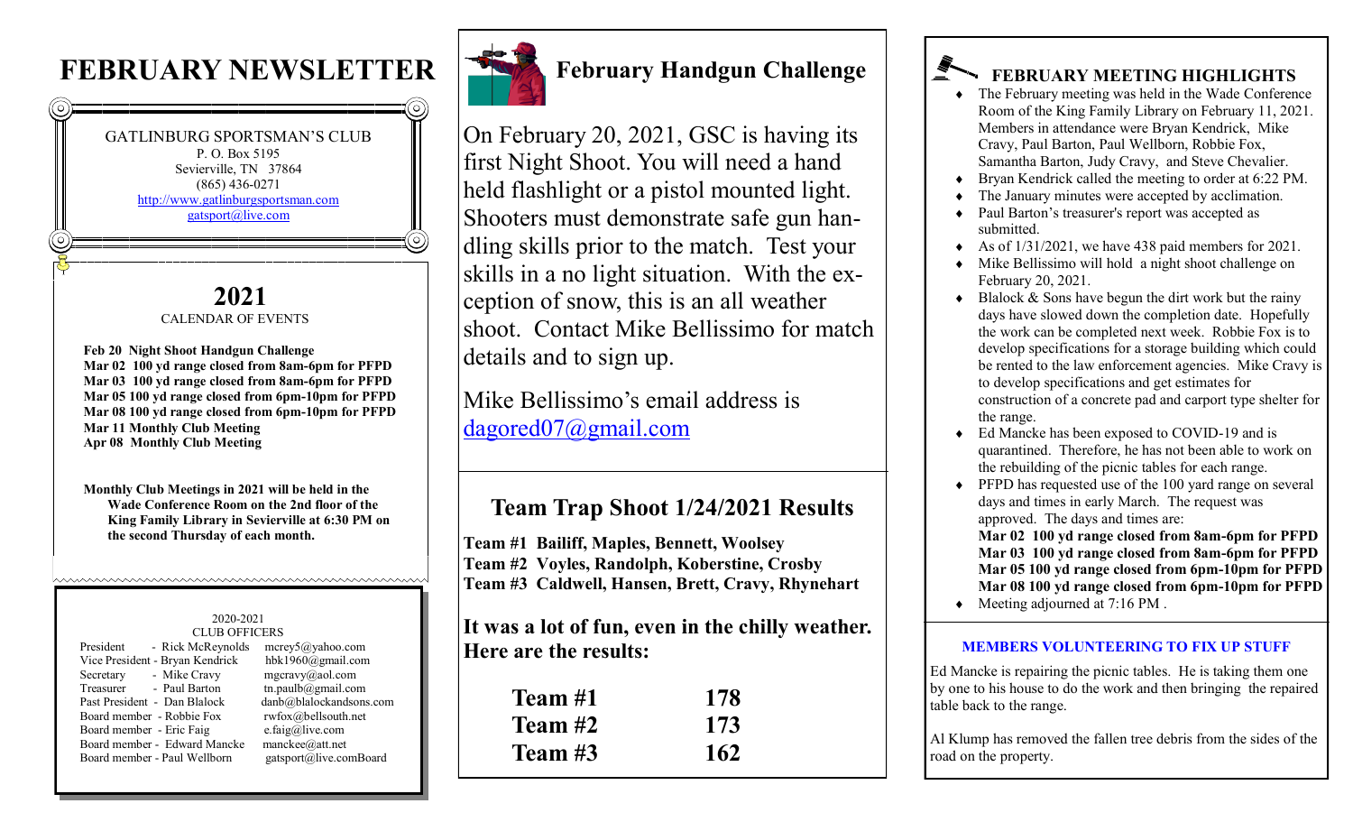# FEBRUARY NEWSLETTER

GATLINBURG SPORTSMAN'S CLUB
P. O. Box 5195
Sevierville, TN 37864
(865) 436-0271
http://www.gatlinburgsportsman.com
gatsport@live.com

## 2021

CALENDAR OF EVENTS

**Feb 20 Night Shoot Handgun Challenge**
**Mar 02 100 yd range closed from 8am-6pm for PFPD**
**Mar 03 100 yd range closed from 8am-6pm for PFPD**
**Mar 05 100 yd range closed from 6pm-10pm for PFPD**
**Mar 08 100 yd range closed from 6pm-10pm for PFPD**
**Mar 11 Monthly Club Meeting**
**Apr 08 Monthly Club Meeting**

**Monthly Club Meetings in 2021 will be held in the Wade Conference Room on the 2nd floor of the King Family Library in Sevierville at 6:30 PM on the second Thursday of each month.**

2020-2021
CLUB OFFICERS

| Position | Name | Email |
|---|---|---|
| President | Rick McReynolds | mcrey5@yahoo.com |
| Vice President | Bryan Kendrick | hbk1960@gmail.com |
| Secretary | Mike Cravy | mgcravy@aol.com |
| Treasurer | Paul Barton | tn.paulb@gmail.com |
| Past President | Dan Blalock | danb@blalockandsons.com |
| Board member | Robbie Fox | rwfox@bellsouth.net |
| Board member | Eric Faig | e.faig@live.com |
| Board member | Edward Mancke | manckee@att.net |
| Board member | Paul Wellborn | gatsport@live.comBoard |

## February Handgun Challenge

On February 20, 2021, GSC is having its first Night Shoot. You will need a hand held flashlight or a pistol mounted light. Shooters must demonstrate safe gun handling skills prior to the match. Test your skills in a no light situation. With the exception of snow, this is an all weather shoot. Contact Mike Bellissimo for match details and to sign up.

Mike Bellissimo's email address is dagored07@gmail.com

## Team Trap Shoot 1/24/2021 Results

**Team #1 Bailiff, Maples, Bennett, Woolsey**
**Team #2 Voyles, Randolph, Koberstine, Crosby**
**Team #3 Caldwell, Hansen, Brett, Cravy, Rhynehart**

**It was a lot of fun, even in the chilly weather. Here are the results:**

| Team | Score |
|---|---|
| **Team #1** | **178** |
| **Team #2** | **173** |
| **Team #3** | **162** |

## FEBRUARY MEETING HIGHLIGHTS

- The February meeting was held in the Wade Conference Room of the King Family Library on February 11, 2021. Members in attendance were Bryan Kendrick, Mike Cravy, Paul Barton, Paul Wellborn, Robbie Fox, Samantha Barton, Judy Cravy, and Steve Chevalier.
- Bryan Kendrick called the meeting to order at 6:22 PM.
- The January minutes were accepted by acclimation.
- Paul Barton's treasurer's report was accepted as submitted.
- As of 1/31/2021, we have 438 paid members for 2021.
- Mike Bellissimo will hold a night shoot challenge on February 20, 2021.
- Blalock & Sons have begun the dirt work but the rainy days have slowed down the completion date. Hopefully the work can be completed next week. Robbie Fox is to develop specifications for a storage building which could be rented to the law enforcement agencies. Mike Cravy is to develop specifications and get estimates for construction of a concrete pad and carport type shelter for the range.
- Ed Mancke has been exposed to COVID-19 and is quarantined. Therefore, he has not been able to work on the rebuilding of the picnic tables for each range.
- PFPD has requested use of the 100 yard range on several days and times in early March. The request was approved. The days and times are:
  **Mar 02 100 yd range closed from 8am-6pm for PFPD**
  **Mar 03 100 yd range closed from 8am-6pm for PFPD**
  **Mar 05 100 yd range closed from 6pm-10pm for PFPD**
  **Mar 08 100 yd range closed from 6pm-10pm for PFPD**
- Meeting adjourned at 7:16 PM .

### MEMBERS VOLUNTEERING TO FIX UP STUFF

Ed Mancke is repairing the picnic tables. He is taking them one by one to his house to do the work and then bringing the repaired table back to the range.

Al Klump has removed the fallen tree debris from the sides of the road on the property.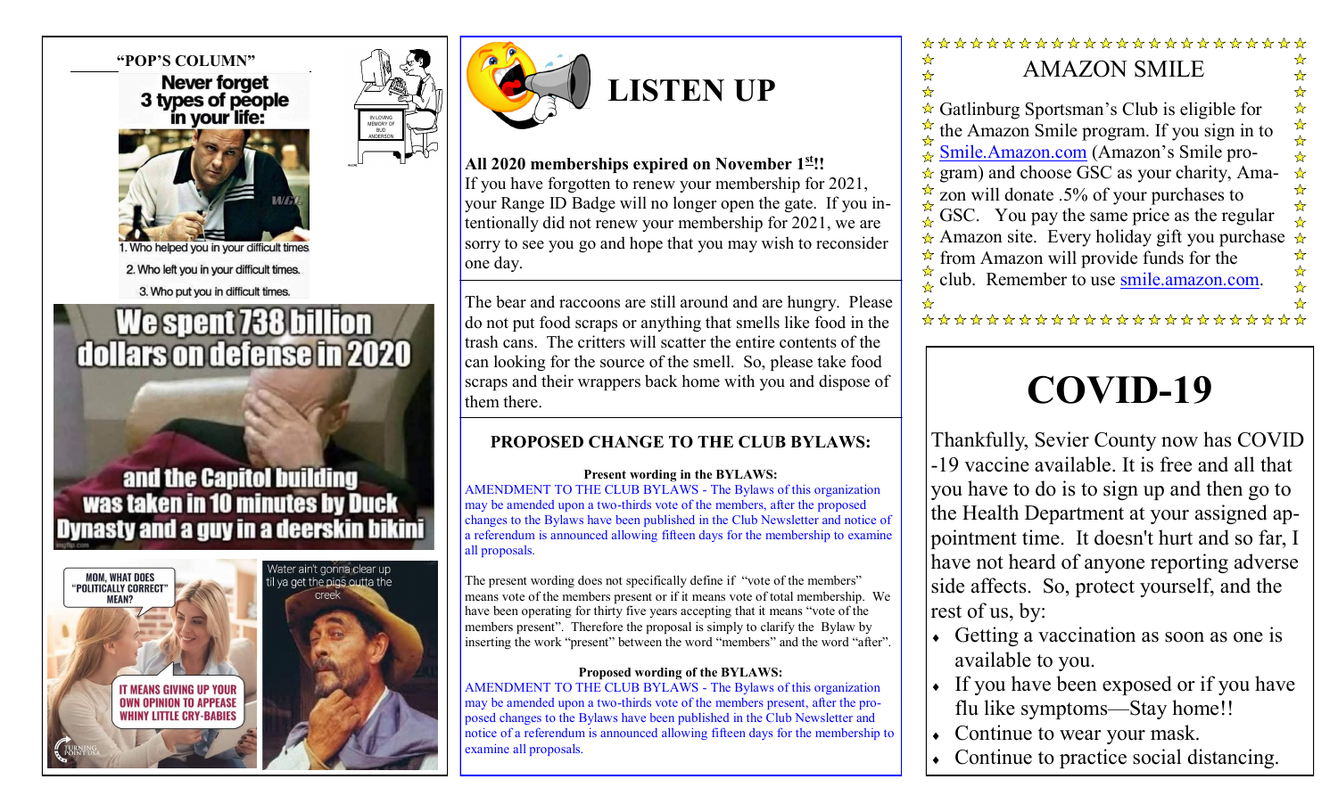## "POP'S COLUMN"

Never forget 3 types of people in your life:

1. Who helped you in your difficult times
2. Who left you in your difficult times.
3. Who put you in difficult times.

IN LOVING MEMORY OF BUD ANDERSON

We spent 738 billion dollars on defense in 2020 and the Capitol building was taken in 10 minutes by Duck Dynasty and a guy in a deerskin bikini

MOM, WHAT DOES "POLITICALLY CORRECT" MEAN?

IT MEANS GIVING UP YOUR OWN OPINION TO APPEASE WHINY LITTLE CRY-BABIES

Water ain't gonna clear up til ya get the pigs outta the creek

# LISTEN UP

**All 2020 memberships expired on November 1st!!**
If you have forgotten to renew your membership for 2021, your Range ID Badge will no longer open the gate. If you intentionally did not renew your membership for 2021, we are sorry to see you go and hope that you may wish to reconsider one day.

The bear and raccoons are still around and are hungry. Please do not put food scraps or anything that smells like food in the trash cans. The critters will scatter the entire contents of the can looking for the source of the smell. So, please take food scraps and their wrappers back home with you and dispose of them there.

### PROPOSED CHANGE TO THE CLUB BYLAWS:

**Present wording in the BYLAWS:**

AMENDMENT TO THE CLUB BYLAWS - The Bylaws of this organization may be amended upon a two-thirds vote of the members, after the proposed changes to the Bylaws have been published in the Club Newsletter and notice of a referendum is announced allowing fifteen days for the membership to examine all proposals.

The present wording does not specifically define if "vote of the members" means vote of the members present or if it means vote of total membership. We have been operating for thirty five years accepting that it means "vote of the members present". Therefore the proposal is simply to clarify the Bylaw by inserting the work "present" between the word "members" and the word "after".

**Proposed wording of the BYLAWS:**

AMENDMENT TO THE CLUB BYLAWS - The Bylaws of this organization may be amended upon a two-thirds vote of the members present, after the proposed changes to the Bylaws have been published in the Club Newsletter and notice of a referendum is announced allowing fifteen days for the membership to examine all proposals.

## AMAZON SMILE

Gatlinburg Sportsman's Club is eligible for the Amazon Smile program. If you sign in to Smile.Amazon.com (Amazon's Smile program) and choose GSC as your charity, Amazon will donate .5% of your purchases to GSC. You pay the same price as the regular Amazon site. Every holiday gift you purchase from Amazon will provide funds for the club. Remember to use smile.amazon.com.

# COVID-19

Thankfully, Sevier County now has COVID-19 vaccine available. It is free and all that you have to do is to sign up and then go to the Health Department at your assigned appointment time. It doesn't hurt and so far, I have not heard of anyone reporting adverse side affects. So, protect yourself, and the rest of us, by:

- Getting a vaccination as soon as one is available to you.
- If you have been exposed or if you have flu like symptoms—Stay home!!
- Continue to wear your mask.
- Continue to practice social distancing.